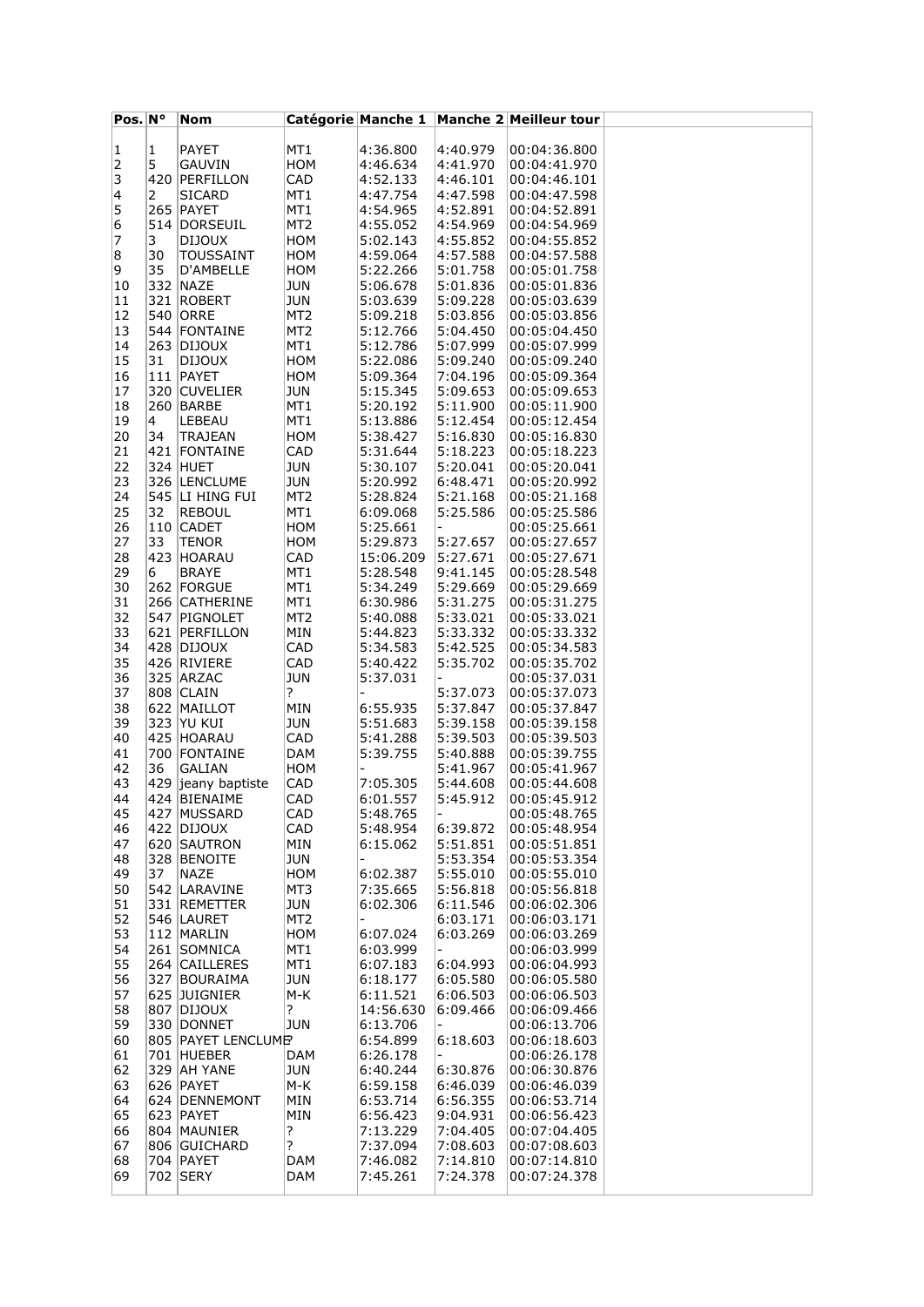| Pos. | N° | Nom | Catégorie | Manche 1 | Manche 2 | Meilleur tour |
|---|---|---|---|---|---|---|
| 1 | 1 | PAYET | MT1 | 4:36.800 | 4:40.979 | 00:04:36.800 |
| 2 | 5 | GAUVIN | HOM | 4:46.634 | 4:41.970 | 00:04:41.970 |
| 3 | 420 | PERFILLON | CAD | 4:52.133 | 4:46.101 | 00:04:46.101 |
| 4 | 2 | SICARD | MT1 | 4:47.754 | 4:47.598 | 00:04:47.598 |
| 5 | 265 | PAYET | MT1 | 4:54.965 | 4:52.891 | 00:04:52.891 |
| 6 | 514 | DORSEUIL | MT2 | 4:55.052 | 4:54.969 | 00:04:54.969 |
| 7 | 3 | DIJOUX | HOM | 5:02.143 | 4:55.852 | 00:04:55.852 |
| 8 | 30 | TOUSSAINT | HOM | 4:59.064 | 4:57.588 | 00:04:57.588 |
| 9 | 35 | D'AMBELLE | HOM | 5:22.266 | 5:01.758 | 00:05:01.758 |
| 10 | 332 | NAZE | JUN | 5:06.678 | 5:01.836 | 00:05:01.836 |
| 11 | 321 | ROBERT | JUN | 5:03.639 | 5:09.228 | 00:05:03.639 |
| 12 | 540 | ORRE | MT2 | 5:09.218 | 5:03.856 | 00:05:03.856 |
| 13 | 544 | FONTAINE | MT2 | 5:12.766 | 5:04.450 | 00:05:04.450 |
| 14 | 263 | DIJOUX | MT1 | 5:12.786 | 5:07.999 | 00:05:07.999 |
| 15 | 31 | DIJOUX | HOM | 5:22.086 | 5:09.240 | 00:05:09.240 |
| 16 | 111 | PAYET | HOM | 5:09.364 | 7:04.196 | 00:05:09.364 |
| 17 | 320 | CUVELIER | JUN | 5:15.345 | 5:09.653 | 00:05:09.653 |
| 18 | 260 | BARBE | MT1 | 5:20.192 | 5:11.900 | 00:05:11.900 |
| 19 | 4 | LEBEAU | MT1 | 5:13.886 | 5:12.454 | 00:05:12.454 |
| 20 | 34 | TRAJEAN | HOM | 5:38.427 | 5:16.830 | 00:05:16.830 |
| 21 | 421 | FONTAINE | CAD | 5:31.644 | 5:18.223 | 00:05:18.223 |
| 22 | 324 | HUET | JUN | 5:30.107 | 5:20.041 | 00:05:20.041 |
| 23 | 326 | LENCLUME | JUN | 5:20.992 | 6:48.471 | 00:05:20.992 |
| 24 | 545 | LI HING FUI | MT2 | 5:28.824 | 5:21.168 | 00:05:21.168 |
| 25 | 32 | REBOUL | MT1 | 6:09.068 | 5:25.586 | 00:05:25.586 |
| 26 | 110 | CADET | HOM | 5:25.661 | - | 00:05:25.661 |
| 27 | 33 | TENOR | HOM | 5:29.873 | 5:27.657 | 00:05:27.657 |
| 28 | 423 | HOARAU | CAD | 15:06.209 | 5:27.671 | 00:05:27.671 |
| 29 | 6 | BRAYE | MT1 | 5:28.548 | 9:41.145 | 00:05:28.548 |
| 30 | 262 | FORGUE | MT1 | 5:34.249 | 5:29.669 | 00:05:29.669 |
| 31 | 266 | CATHERINE | MT1 | 6:30.986 | 5:31.275 | 00:05:31.275 |
| 32 | 547 | PIGNOLET | MT2 | 5:40.088 | 5:33.021 | 00:05:33.021 |
| 33 | 621 | PERFILLON | MIN | 5:44.823 | 5:33.332 | 00:05:33.332 |
| 34 | 428 | DIJOUX | CAD | 5:34.583 | 5:42.525 | 00:05:34.583 |
| 35 | 426 | RIVIERE | CAD | 5:40.422 | 5:35.702 | 00:05:35.702 |
| 36 | 325 | ARZAC | JUN | 5:37.031 | - | 00:05:37.031 |
| 37 | 808 | CLAIN | ? | - | 5:37.073 | 00:05:37.073 |
| 38 | 622 | MAILLOT | MIN | 6:55.935 | 5:37.847 | 00:05:37.847 |
| 39 | 323 | YU KUI | JUN | 5:51.683 | 5:39.158 | 00:05:39.158 |
| 40 | 425 | HOARAU | CAD | 5:41.288 | 5:39.503 | 00:05:39.503 |
| 41 | 700 | FONTAINE | DAM | 5:39.755 | 5:40.888 | 00:05:39.755 |
| 42 | 36 | GALIAN | HOM | - | 5:41.967 | 00:05:41.967 |
| 43 | 429 | jeany baptiste | CAD | 7:05.305 | 5:44.608 | 00:05:44.608 |
| 44 | 424 | BIENAIME | CAD | 6:01.557 | 5:45.912 | 00:05:45.912 |
| 45 | 427 | MUSSARD | CAD | 5:48.765 | - | 00:05:48.765 |
| 46 | 422 | DIJOUX | CAD | 5:48.954 | 6:39.872 | 00:05:48.954 |
| 47 | 620 | SAUTRON | MIN | 6:15.062 | 5:51.851 | 00:05:51.851 |
| 48 | 328 | BENOITE | JUN | - | 5:53.354 | 00:05:53.354 |
| 49 | 37 | NAZE | HOM | 6:02.387 | 5:55.010 | 00:05:55.010 |
| 50 | 542 | LARAVINE | MT3 | 7:35.665 | 5:56.818 | 00:05:56.818 |
| 51 | 331 | REMETTER | JUN | 6:02.306 | 6:11.546 | 00:06:02.306 |
| 52 | 546 | LAURET | MT2 | - | 6:03.171 | 00:06:03.171 |
| 53 | 112 | MARLIN | HOM | 6:07.024 | 6:03.269 | 00:06:03.269 |
| 54 | 261 | SOMNICA | MT1 | 6:03.999 | - | 00:06:03.999 |
| 55 | 264 | CAILLERES | MT1 | 6:07.183 | 6:04.993 | 00:06:04.993 |
| 56 | 327 | BOURAIMA | JUN | 6:18.177 | 6:05.580 | 00:06:05.580 |
| 57 | 625 | JUIGNIER | M-K | 6:11.521 | 6:06.503 | 00:06:06.503 |
| 58 | 807 | DIJOUX | ? | 14:56.630 | 6:09.466 | 00:06:09.466 |
| 59 | 330 | DONNET | JUN | 6:13.706 | - | 00:06:13.706 |
| 60 | 805 | PAYET LENCLUME | ? | 6:54.899 | 6:18.603 | 00:06:18.603 |
| 61 | 701 | HUEBER | DAM | 6:26.178 | - | 00:06:26.178 |
| 62 | 329 | AH YANE | JUN | 6:40.244 | 6:30.876 | 00:06:30.876 |
| 63 | 626 | PAYET | M-K | 6:59.158 | 6:46.039 | 00:06:46.039 |
| 64 | 624 | DENNEMONT | MIN | 6:53.714 | 6:56.355 | 00:06:53.714 |
| 65 | 623 | PAYET | MIN | 6:56.423 | 9:04.931 | 00:06:56.423 |
| 66 | 804 | MAUNIER | ? | 7:13.229 | 7:04.405 | 00:07:04.405 |
| 67 | 806 | GUICHARD | ? | 7:37.094 | 7:08.603 | 00:07:08.603 |
| 68 | 704 | PAYET | DAM | 7:46.082 | 7:14.810 | 00:07:14.810 |
| 69 | 702 | SERY | DAM | 7:45.261 | 7:24.378 | 00:07:24.378 |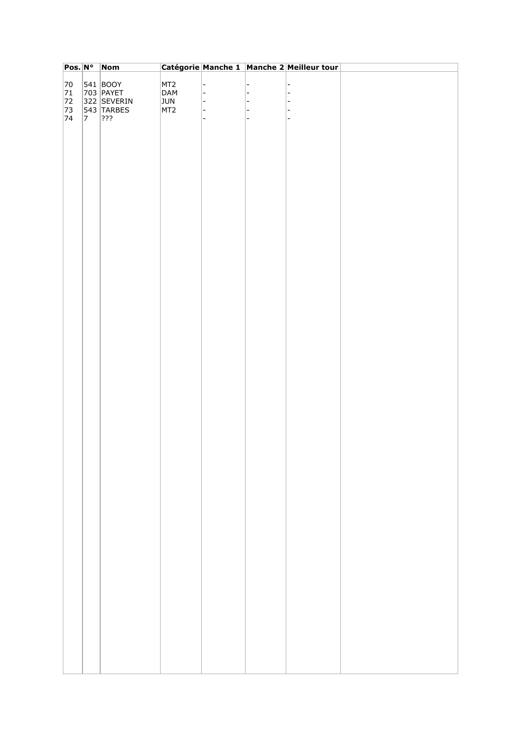| Pos. | N° | Nom | Catégorie | Manche 1 | Manche 2 | Meilleur tour | |
|---|---|---|---|---|---|---|---|
| 70 | 541 | BOOY | MT2 | - | - | - | |
| 71 | 703 | PAYET | DAM | - | - | - | |
| 72 | 322 | SEVERIN | JUN | - | - | - | |
| 73 | 543 | TARBES | MT2 | - | - | - | |
| 74 | 7 | ??? | | - | - | - | |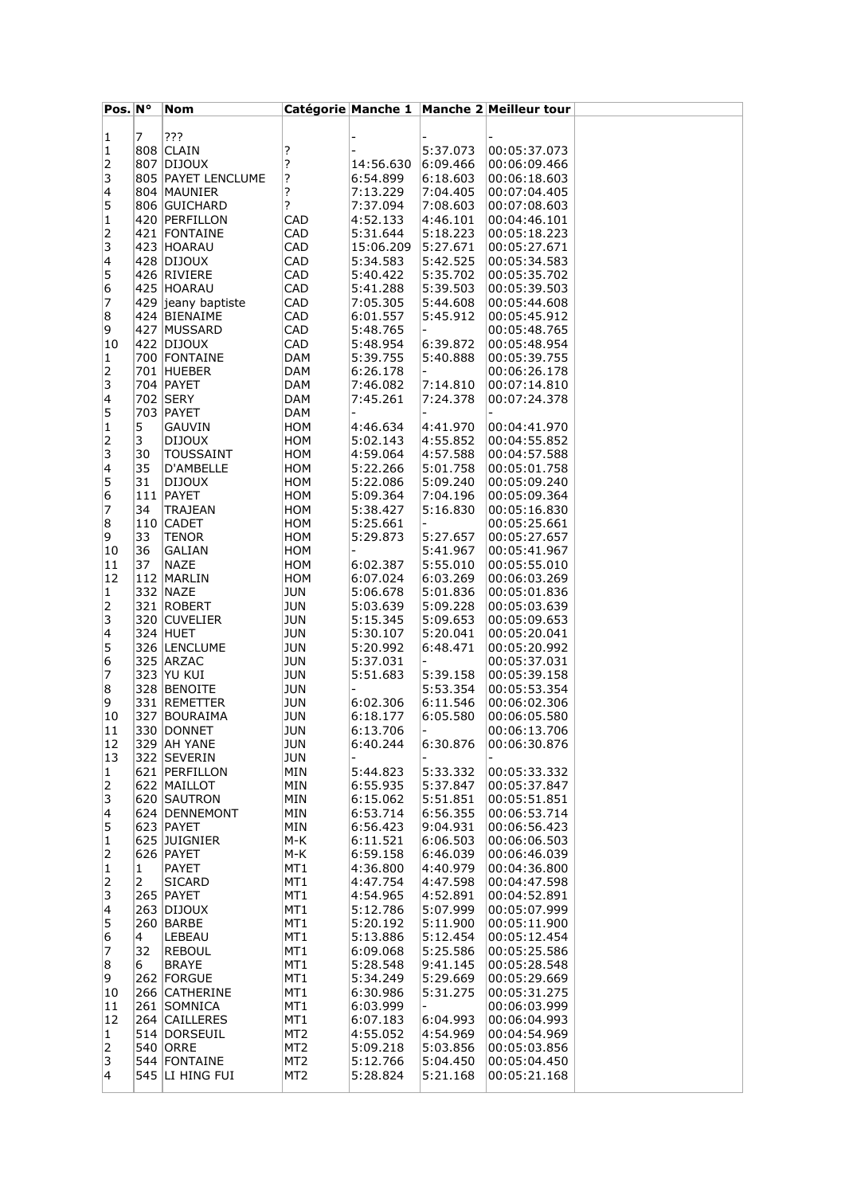| Pos. | N° | Nom | Catégorie | Manche 1 | Manche 2 | Meilleur tour | |
|---|---|---|---|---|---|---|---|
| 1 | 7 | ??? | | - | - | - | |
| 1 | 808 | CLAIN | ? | - | 5:37.073 | 00:05:37.073 | |
| 2 | 807 | DIJOUX | ? | 14:56.630 | 6:09.466 | 00:06:09.466 | |
| 3 | 805 | PAYET LENCLUME | ? | 6:54.899 | 6:18.603 | 00:06:18.603 | |
| 4 | 804 | MAUNIER | ? | 7:13.229 | 7:04.405 | 00:07:04.405 | |
| 5 | 806 | GUICHARD | ? | 7:37.094 | 7:08.603 | 00:07:08.603 | |
| 1 | 420 | PERFILLON | CAD | 4:52.133 | 4:46.101 | 00:04:46.101 | |
| 2 | 421 | FONTAINE | CAD | 5:31.644 | 5:18.223 | 00:05:18.223 | |
| 3 | 423 | HOARAU | CAD | 15:06.209 | 5:27.671 | 00:05:27.671 | |
| 4 | 428 | DIJOUX | CAD | 5:34.583 | 5:42.525 | 00:05:34.583 | |
| 5 | 426 | RIVIERE | CAD | 5:40.422 | 5:35.702 | 00:05:35.702 | |
| 6 | 425 | HOARAU | CAD | 5:41.288 | 5:39.503 | 00:05:39.503 | |
| 7 | 429 | jeany baptiste | CAD | 7:05.305 | 5:44.608 | 00:05:44.608 | |
| 8 | 424 | BIENAIME | CAD | 6:01.557 | 5:45.912 | 00:05:45.912 | |
| 9 | 427 | MUSSARD | CAD | 5:48.765 | - | 00:05:48.765 | |
| 10 | 422 | DIJOUX | CAD | 5:48.954 | 6:39.872 | 00:05:48.954 | |
| 1 | 700 | FONTAINE | DAM | 5:39.755 | 5:40.888 | 00:05:39.755 | |
| 2 | 701 | HUEBER | DAM | 6:26.178 | - | 00:06:26.178 | |
| 3 | 704 | PAYET | DAM | 7:46.082 | 7:14.810 | 00:07:14.810 | |
| 4 | 702 | SERY | DAM | 7:45.261 | 7:24.378 | 00:07:24.378 | |
| 5 | 703 | PAYET | DAM | - | - | - | |
| 1 | 5 | GAUVIN | HOM | 4:46.634 | 4:41.970 | 00:04:41.970 | |
| 2 | 3 | DIJOUX | HOM | 5:02.143 | 4:55.852 | 00:04:55.852 | |
| 3 | 30 | TOUSSAINT | HOM | 4:59.064 | 4:57.588 | 00:04:57.588 | |
| 4 | 35 | D'AMBELLE | HOM | 5:22.266 | 5:01.758 | 00:05:01.758 | |
| 5 | 31 | DIJOUX | HOM | 5:22.086 | 5:09.240 | 00:05:09.240 | |
| 6 | 111 | PAYET | HOM | 5:09.364 | 7:04.196 | 00:05:09.364 | |
| 7 | 34 | TRAJEAN | HOM | 5:38.427 | 5:16.830 | 00:05:16.830 | |
| 8 | 110 | CADET | HOM | 5:25.661 | - | 00:05:25.661 | |
| 9 | 33 | TENOR | HOM | 5:29.873 | 5:27.657 | 00:05:27.657 | |
| 10 | 36 | GALIAN | HOM | - | 5:41.967 | 00:05:41.967 | |
| 11 | 37 | NAZE | HOM | 6:02.387 | 5:55.010 | 00:05:55.010 | |
| 12 | 112 | MARLIN | HOM | 6:07.024 | 6:03.269 | 00:06:03.269 | |
| 1 | 332 | NAZE | JUN | 5:06.678 | 5:01.836 | 00:05:01.836 | |
| 2 | 321 | ROBERT | JUN | 5:03.639 | 5:09.228 | 00:05:03.639 | |
| 3 | 320 | CUVELIER | JUN | 5:15.345 | 5:09.653 | 00:05:09.653 | |
| 4 | 324 | HUET | JUN | 5:30.107 | 5:20.041 | 00:05:20.041 | |
| 5 | 326 | LENCLUME | JUN | 5:20.992 | 6:48.471 | 00:05:20.992 | |
| 6 | 325 | ARZAC | JUN | 5:37.031 | - | 00:05:37.031 | |
| 7 | 323 | YU KUI | JUN | 5:51.683 | 5:39.158 | 00:05:39.158 | |
| 8 | 328 | BENOITE | JUN | - | 5:53.354 | 00:05:53.354 | |
| 9 | 331 | REMETTER | JUN | 6:02.306 | 6:11.546 | 00:06:02.306 | |
| 10 | 327 | BOURAIMA | JUN | 6:18.177 | 6:05.580 | 00:06:05.580 | |
| 11 | 330 | DONNET | JUN | 6:13.706 | - | 00:06:13.706 | |
| 12 | 329 | AH YANE | JUN | 6:40.244 | 6:30.876 | 00:06:30.876 | |
| 13 | 322 | SEVERIN | JUN | - | - | - | |
| 1 | 621 | PERFILLON | MIN | 5:44.823 | 5:33.332 | 00:05:33.332 | |
| 2 | 622 | MAILLOT | MIN | 6:55.935 | 5:37.847 | 00:05:37.847 | |
| 3 | 620 | SAUTRON | MIN | 6:15.062 | 5:51.851 | 00:05:51.851 | |
| 4 | 624 | DENNEMONT | MIN | 6:53.714 | 6:56.355 | 00:06:53.714 | |
| 5 | 623 | PAYET | MIN | 6:56.423 | 9:04.931 | 00:06:56.423 | |
| 1 | 625 | JUIGNIER | M-K | 6:11.521 | 6:06.503 | 00:06:06.503 | |
| 2 | 626 | PAYET | M-K | 6:59.158 | 6:46.039 | 00:06:46.039 | |
| 1 | 1 | PAYET | MT1 | 4:36.800 | 4:40.979 | 00:04:36.800 | |
| 2 | 2 | SICARD | MT1 | 4:47.754 | 4:47.598 | 00:04:47.598 | |
| 3 | 265 | PAYET | MT1 | 4:54.965 | 4:52.891 | 00:04:52.891 | |
| 4 | 263 | DIJOUX | MT1 | 5:12.786 | 5:07.999 | 00:05:07.999 | |
| 5 | 260 | BARBE | MT1 | 5:20.192 | 5:11.900 | 00:05:11.900 | |
| 6 | 4 | LEBEAU | MT1 | 5:13.886 | 5:12.454 | 00:05:12.454 | |
| 7 | 32 | REBOUL | MT1 | 6:09.068 | 5:25.586 | 00:05:25.586 | |
| 8 | 6 | BRAYE | MT1 | 5:28.548 | 9:41.145 | 00:05:28.548 | |
| 9 | 262 | FORGUE | MT1 | 5:34.249 | 5:29.669 | 00:05:29.669 | |
| 10 | 266 | CATHERINE | MT1 | 6:30.986 | 5:31.275 | 00:05:31.275 | |
| 11 | 261 | SOMNICA | MT1 | 6:03.999 | - | 00:06:03.999 | |
| 12 | 264 | CAILLERES | MT1 | 6:07.183 | 6:04.993 | 00:06:04.993 | |
| 1 | 514 | DORSEUIL | MT2 | 4:55.052 | 4:54.969 | 00:04:54.969 | |
| 2 | 540 | ORRE | MT2 | 5:09.218 | 5:03.856 | 00:05:03.856 | |
| 3 | 544 | FONTAINE | MT2 | 5:12.766 | 5:04.450 | 00:05:04.450 | |
| 4 | 545 | LI HING FUI | MT2 | 5:28.824 | 5:21.168 | 00:05:21.168 | |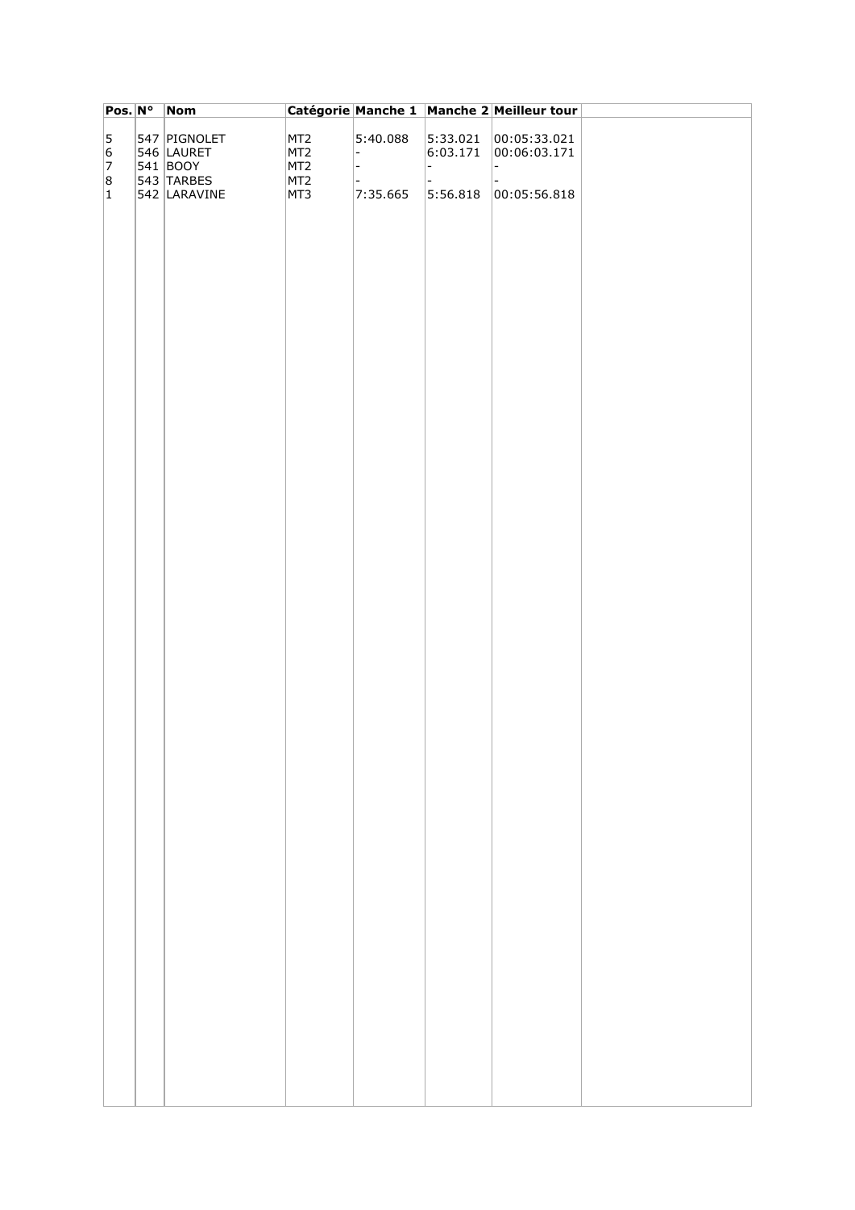| Pos. | N° | Nom | Catégorie | Manche 1 | Manche 2 | Meilleur tour | |
|---|---|---|---|---|---|---|---|
| 5 | 547 | PIGNOLET | MT2 | 5:40.088 | 5:33.021 | 00:05:33.021 | |
| 6 | 546 | LAURET | MT2 | - | 6:03.171 | 00:06:03.171 | |
| 7 | 541 | BOOY | MT2 | - | - | - | |
| 8 | 543 | TARBES | MT2 | - | - | - | |
| 1 | 542 | LARAVINE | MT3 | 7:35.665 | 5:56.818 | 00:05:56.818 | |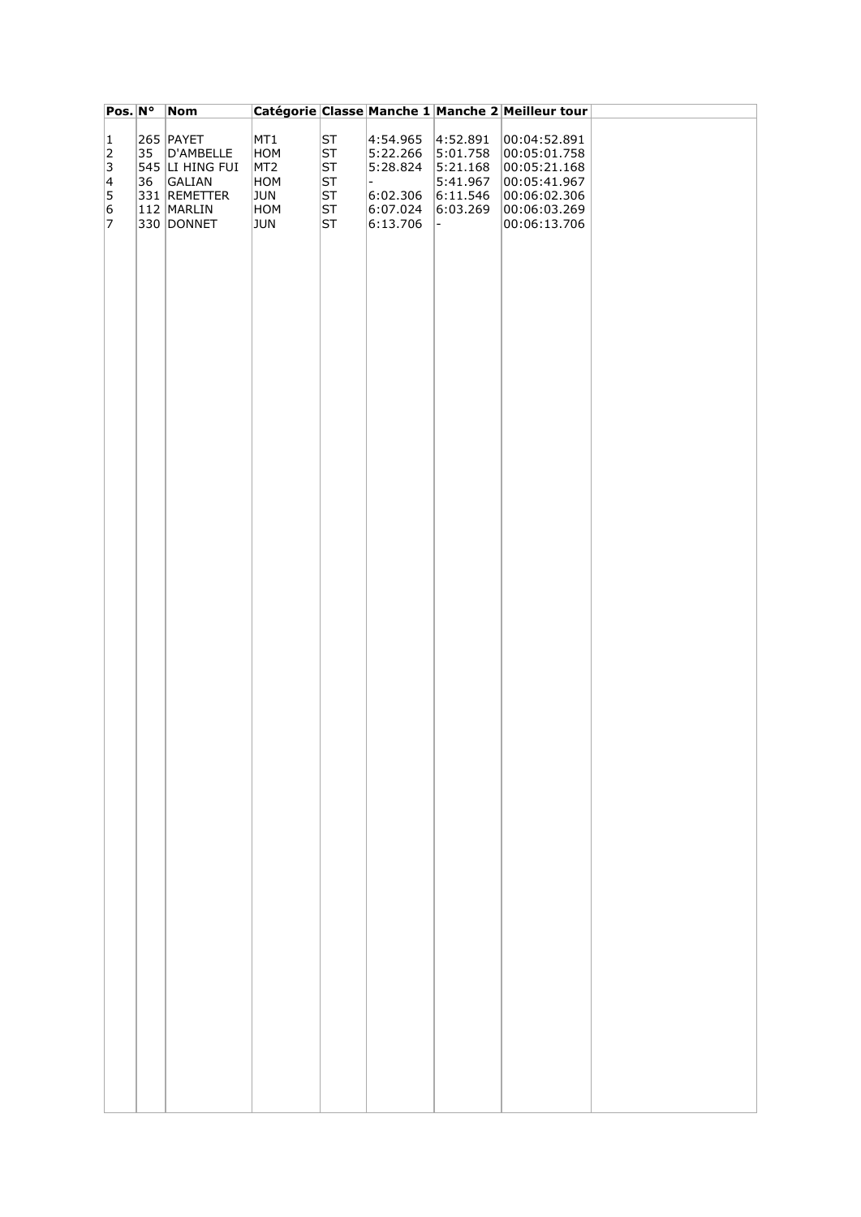| Pos. | N° | Nom | Catégorie | Classe | Manche 1 | Manche 2 | Meilleur tour | |
|---|---|---|---|---|---|---|---|---|
| 1 | 265 | PAYET | MT1 | ST | 4:54.965 | 4:52.891 | 00:04:52.891 | |
| 2 | 35 | D'AMBELLE | HOM | ST | 5:22.266 | 5:01.758 | 00:05:01.758 | |
| 3 | 545 | LI HING FUI | MT2 | ST | 5:28.824 | 5:21.168 | 00:05:21.168 | |
| 4 | 36 | GALIAN | HOM | ST | - | 5:41.967 | 00:05:41.967 | |
| 5 | 331 | REMETTER | JUN | ST | 6:02.306 | 6:11.546 | 00:06:02.306 | |
| 6 | 112 | MARLIN | HOM | ST | 6:07.024 | 6:03.269 | 00:06:03.269 | |
| 7 | 330 | DONNET | JUN | ST | 6:13.706 | - | 00:06:13.706 | |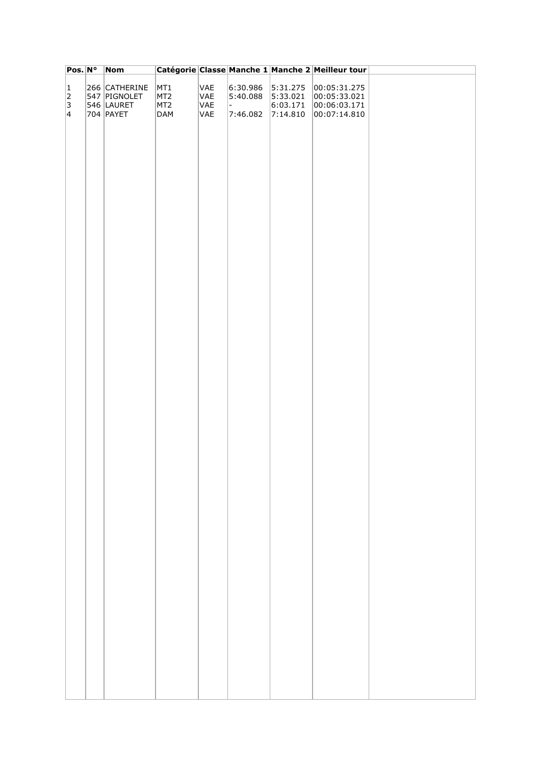| Pos. | N° | Nom | Catégorie | Classe | Manche 1 | Manche 2 | Meilleur tour | |
|---|---|---|---|---|---|---|---|---|
| 1 | 266 | CATHERINE | MT1 | VAE | 6:30.986 | 5:31.275 | 00:05:31.275 | |
| 2 | 547 | PIGNOLET | MT2 | VAE | 5:40.088 | 5:33.021 | 00:05:33.021 | |
| 3 | 546 | LAURET | MT2 | VAE | - | 6:03.171 | 00:06:03.171 | |
| 4 | 704 | PAYET | DAM | VAE | 7:46.082 | 7:14.810 | 00:07:14.810 | |